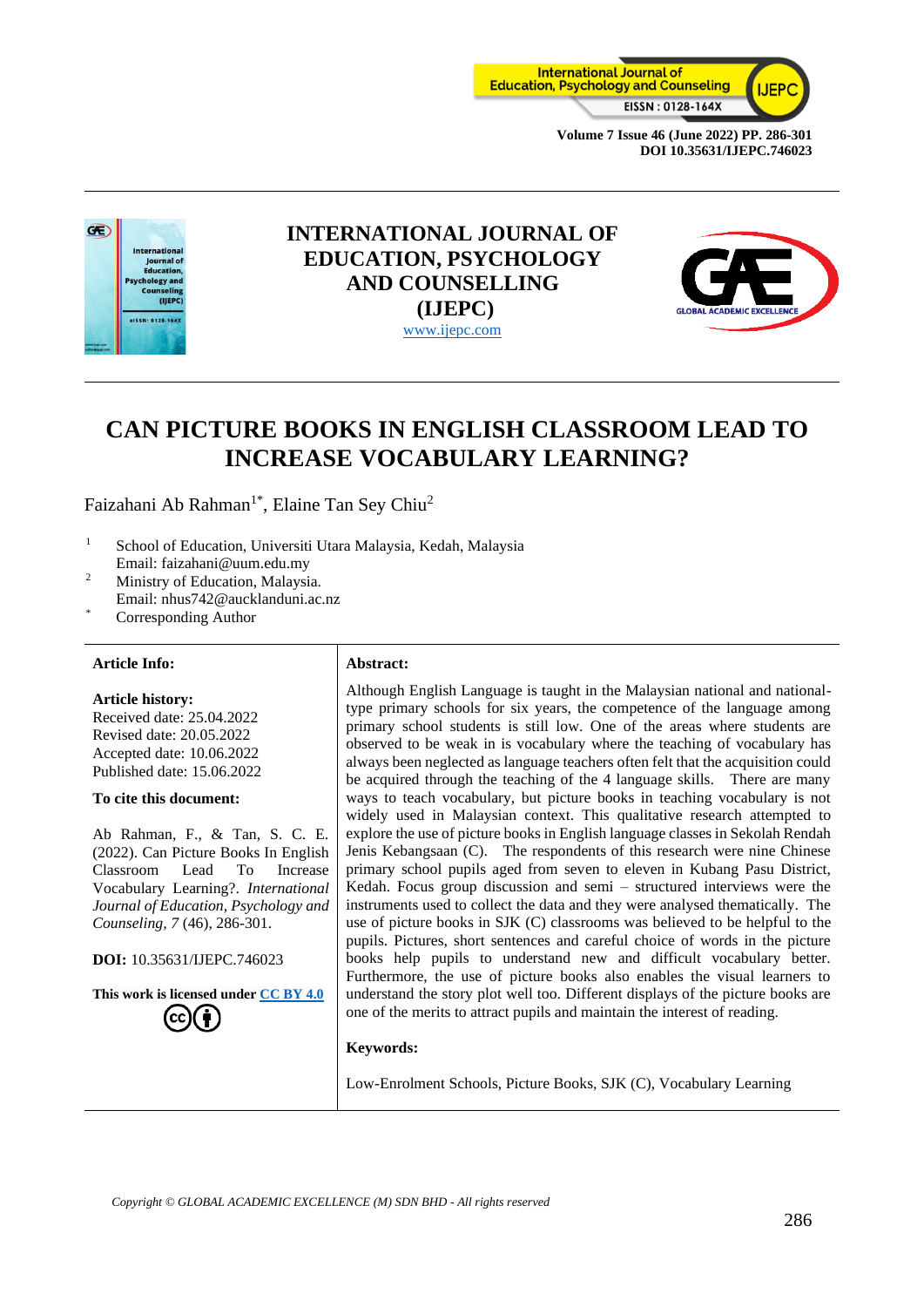# INTERNATIONAL JOURNAL OF EDUCATION, PSYCHOLOGY AND COUNSELLING (IJEPC)

www.ijepc.com

# CAN PICTURE BOOKS IN ENGLISH CLASSROOM LEAD TO INCREASE VOCABULARY LEARNING?

Faizahani Ab Rahman[1*], Elaine Tan Sey Chiu[2]

[1] School of Education, Universiti Utara Malaysia, Kedah, Malaysia
Email: faizahani@uum.edu.my

[2] Ministry of Education, Malaysia.
Email: nhus742@aucklanduni.ac.nz

[*] Corresponding Author

**Article Info:**

**Article history:**
Received date: 25.04.2022
Revised date: 20.05.2022
Accepted date: 10.06.2022
Published date: 15.06.2022

**To cite this document:**

Ab Rahman, F., & Tan, S. C. E. (2022). Can Picture Books In English Classroom Lead To Increase Vocabulary Learning?. *International Journal of Education, Psychology and Counseling, 7* (46), 286-301.

**DOI:** 10.35631/IJEPC.746023

**This work is licensed under CC BY 4.0**

**Abstract:**

Although English Language is taught in the Malaysian national and national-type primary schools for six years, the competence of the language among primary school students is still low. One of the areas where students are observed to be weak in is vocabulary where the teaching of vocabulary has always been neglected as language teachers often felt that the acquisition could be acquired through the teaching of the 4 language skills. There are many ways to teach vocabulary, but picture books in teaching vocabulary is not widely used in Malaysian context. This qualitative research attempted to explore the use of picture books in English language classes in Sekolah Rendah Jenis Kebangsaan (C). The respondents of this research were nine Chinese primary school pupils aged from seven to eleven in Kubang Pasu District, Kedah. Focus group discussion and semi – structured interviews were the instruments used to collect the data and they were analysed thematically. The use of picture books in SJK (C) classrooms was believed to be helpful to the pupils. Pictures, short sentences and careful choice of words in the picture books help pupils to understand new and difficult vocabulary better. Furthermore, the use of picture books also enables the visual learners to understand the story plot well too. Different displays of the picture books are one of the merits to attract pupils and maintain the interest of reading.

**Keywords:**

Low-Enrolment Schools, Picture Books, SJK (C), Vocabulary Learning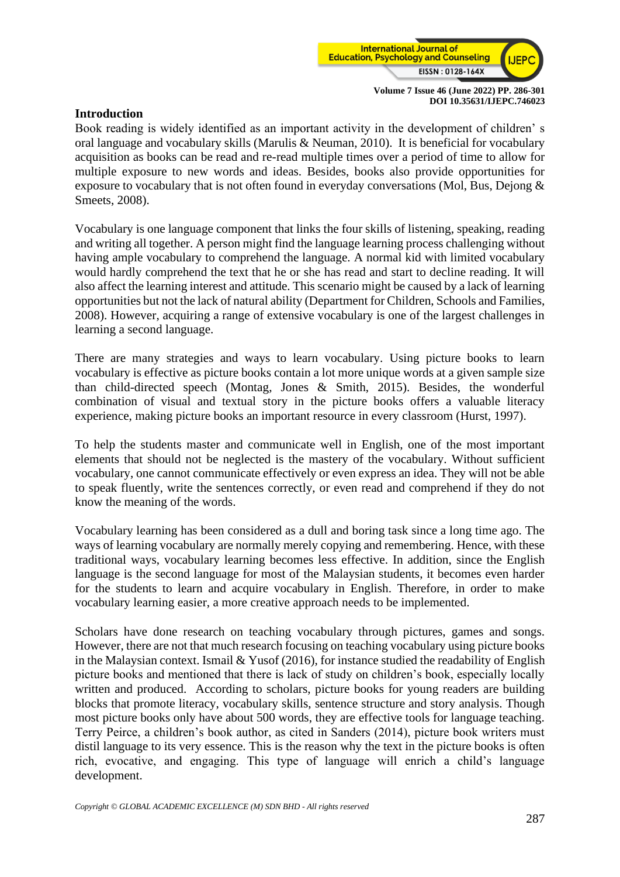## Introduction

Book reading is widely identified as an important activity in the development of children' s oral language and vocabulary skills (Marulis & Neuman, 2010). It is beneficial for vocabulary acquisition as books can be read and re-read multiple times over a period of time to allow for multiple exposure to new words and ideas. Besides, books also provide opportunities for exposure to vocabulary that is not often found in everyday conversations (Mol, Bus, Dejong & Smeets, 2008).

Vocabulary is one language component that links the four skills of listening, speaking, reading and writing all together. A person might find the language learning process challenging without having ample vocabulary to comprehend the language. A normal kid with limited vocabulary would hardly comprehend the text that he or she has read and start to decline reading. It will also affect the learning interest and attitude. This scenario might be caused by a lack of learning opportunities but not the lack of natural ability (Department for Children, Schools and Families, 2008). However, acquiring a range of extensive vocabulary is one of the largest challenges in learning a second language.

There are many strategies and ways to learn vocabulary. Using picture books to learn vocabulary is effective as picture books contain a lot more unique words at a given sample size than child-directed speech (Montag, Jones & Smith, 2015). Besides, the wonderful combination of visual and textual story in the picture books offers a valuable literacy experience, making picture books an important resource in every classroom (Hurst, 1997).

To help the students master and communicate well in English, one of the most important elements that should not be neglected is the mastery of the vocabulary. Without sufficient vocabulary, one cannot communicate effectively or even express an idea. They will not be able to speak fluently, write the sentences correctly, or even read and comprehend if they do not know the meaning of the words.

Vocabulary learning has been considered as a dull and boring task since a long time ago. The ways of learning vocabulary are normally merely copying and remembering. Hence, with these traditional ways, vocabulary learning becomes less effective. In addition, since the English language is the second language for most of the Malaysian students, it becomes even harder for the students to learn and acquire vocabulary in English. Therefore, in order to make vocabulary learning easier, a more creative approach needs to be implemented.

Scholars have done research on teaching vocabulary through pictures, games and songs. However, there are not that much research focusing on teaching vocabulary using picture books in the Malaysian context. Ismail & Yusof (2016), for instance studied the readability of English picture books and mentioned that there is lack of study on children's book, especially locally written and produced. According to scholars, picture books for young readers are building blocks that promote literacy, vocabulary skills, sentence structure and story analysis. Though most picture books only have about 500 words, they are effective tools for language teaching. Terry Peirce, a children's book author, as cited in Sanders (2014), picture book writers must distil language to its very essence. This is the reason why the text in the picture books is often rich, evocative, and engaging. This type of language will enrich a child's language development.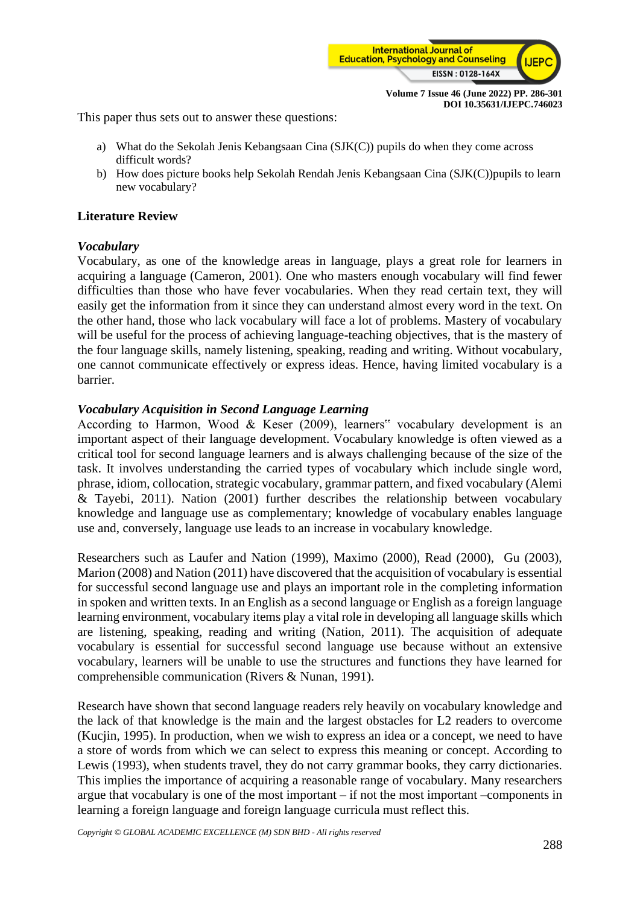This paper thus sets out to answer these questions:

a) What do the Sekolah Jenis Kebangsaan Cina (SJK(C)) pupils do when they come across difficult words?
b) How does picture books help Sekolah Rendah Jenis Kebangsaan Cina (SJK(C))pupils to learn new vocabulary?

## Literature Review

### *Vocabulary*

Vocabulary, as one of the knowledge areas in language, plays a great role for learners in acquiring a language (Cameron, 2001). One who masters enough vocabulary will find fewer difficulties than those who have fever vocabularies. When they read certain text, they will easily get the information from it since they can understand almost every word in the text. On the other hand, those who lack vocabulary will face a lot of problems. Mastery of vocabulary will be useful for the process of achieving language-teaching objectives, that is the mastery of the four language skills, namely listening, speaking, reading and writing. Without vocabulary, one cannot communicate effectively or express ideas. Hence, having limited vocabulary is a barrier.

### *Vocabulary Acquisition in Second Language Learning*

According to Harmon, Wood & Keser (2009), learners‟ vocabulary development is an important aspect of their language development. Vocabulary knowledge is often viewed as a critical tool for second language learners and is always challenging because of the size of the task. It involves understanding the carried types of vocabulary which include single word, phrase, idiom, collocation, strategic vocabulary, grammar pattern, and fixed vocabulary (Alemi & Tayebi, 2011). Nation (2001) further describes the relationship between vocabulary knowledge and language use as complementary; knowledge of vocabulary enables language use and, conversely, language use leads to an increase in vocabulary knowledge.

Researchers such as Laufer and Nation (1999), Maximo (2000), Read (2000), Gu (2003), Marion (2008) and Nation (2011) have discovered that the acquisition of vocabulary is essential for successful second language use and plays an important role in the completing information in spoken and written texts. In an English as a second language or English as a foreign language learning environment, vocabulary items play a vital role in developing all language skills which are listening, speaking, reading and writing (Nation, 2011). The acquisition of adequate vocabulary is essential for successful second language use because without an extensive vocabulary, learners will be unable to use the structures and functions they have learned for comprehensible communication (Rivers & Nunan, 1991).

Research have shown that second language readers rely heavily on vocabulary knowledge and the lack of that knowledge is the main and the largest obstacles for L2 readers to overcome (Kucjin, 1995). In production, when we wish to express an idea or a concept, we need to have a store of words from which we can select to express this meaning or concept. According to Lewis (1993), when students travel, they do not carry grammar books, they carry dictionaries. This implies the importance of acquiring a reasonable range of vocabulary. Many researchers argue that vocabulary is one of the most important – if not the most important –components in learning a foreign language and foreign language curricula must reflect this.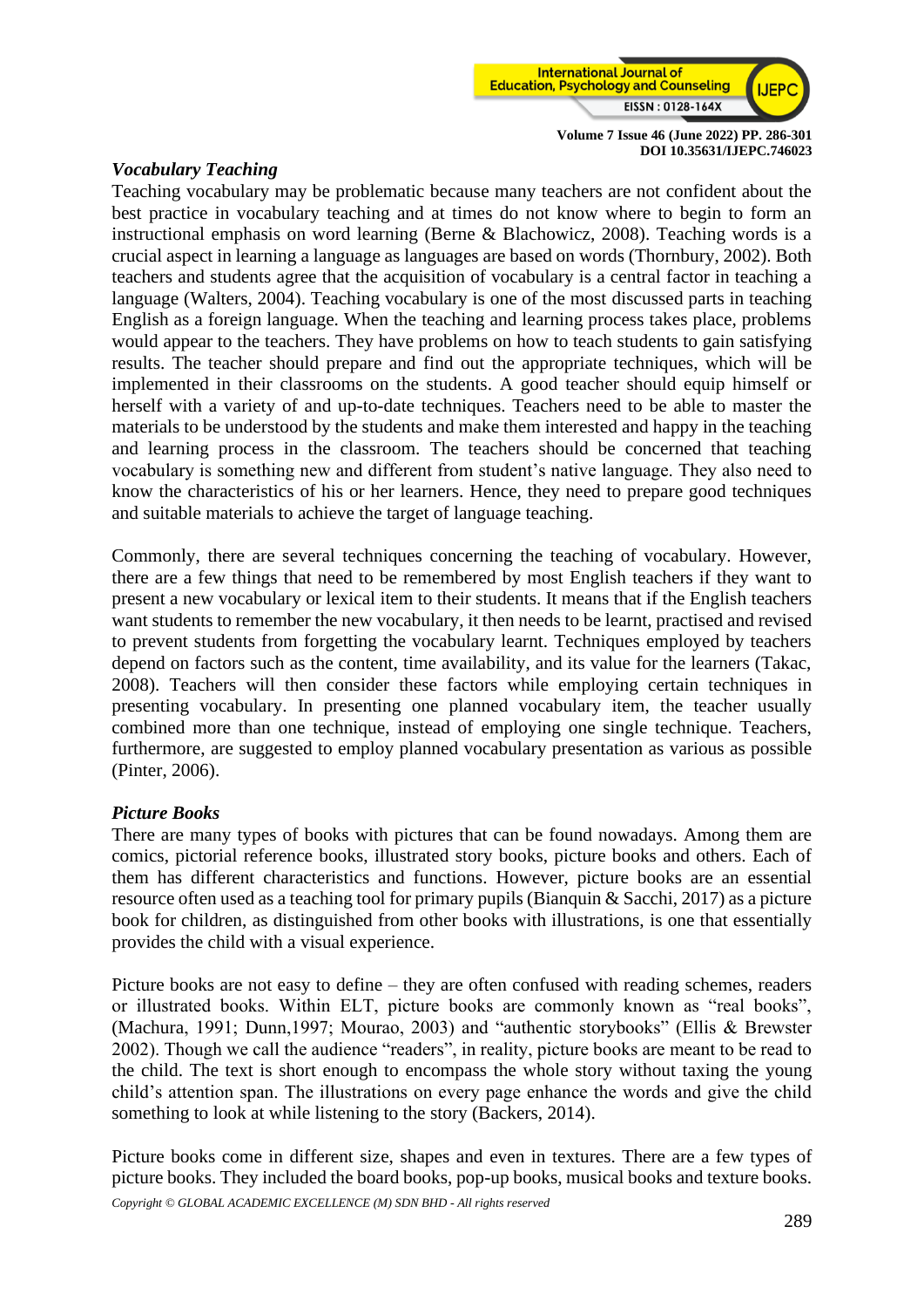### *Vocabulary Teaching*

Teaching vocabulary may be problematic because many teachers are not confident about the best practice in vocabulary teaching and at times do not know where to begin to form an instructional emphasis on word learning (Berne & Blachowicz, 2008). Teaching words is a crucial aspect in learning a language as languages are based on words (Thornbury, 2002). Both teachers and students agree that the acquisition of vocabulary is a central factor in teaching a language (Walters, 2004). Teaching vocabulary is one of the most discussed parts in teaching English as a foreign language. When the teaching and learning process takes place, problems would appear to the teachers. They have problems on how to teach students to gain satisfying results. The teacher should prepare and find out the appropriate techniques, which will be implemented in their classrooms on the students. A good teacher should equip himself or herself with a variety of and up-to-date techniques. Teachers need to be able to master the materials to be understood by the students and make them interested and happy in the teaching and learning process in the classroom. The teachers should be concerned that teaching vocabulary is something new and different from student's native language. They also need to know the characteristics of his or her learners. Hence, they need to prepare good techniques and suitable materials to achieve the target of language teaching.

Commonly, there are several techniques concerning the teaching of vocabulary. However, there are a few things that need to be remembered by most English teachers if they want to present a new vocabulary or lexical item to their students. It means that if the English teachers want students to remember the new vocabulary, it then needs to be learnt, practised and revised to prevent students from forgetting the vocabulary learnt. Techniques employed by teachers depend on factors such as the content, time availability, and its value for the learners (Takac, 2008). Teachers will then consider these factors while employing certain techniques in presenting vocabulary. In presenting one planned vocabulary item, the teacher usually combined more than one technique, instead of employing one single technique. Teachers, furthermore, are suggested to employ planned vocabulary presentation as various as possible (Pinter, 2006).

### *Picture Books*

There are many types of books with pictures that can be found nowadays. Among them are comics, pictorial reference books, illustrated story books, picture books and others. Each of them has different characteristics and functions. However, picture books are an essential resource often used as a teaching tool for primary pupils (Bianquin & Sacchi, 2017) as a picture book for children, as distinguished from other books with illustrations, is one that essentially provides the child with a visual experience.

Picture books are not easy to define – they are often confused with reading schemes, readers or illustrated books. Within ELT, picture books are commonly known as "real books", (Machura, 1991; Dunn,1997; Mourao, 2003) and "authentic storybooks" (Ellis & Brewster 2002). Though we call the audience "readers", in reality, picture books are meant to be read to the child. The text is short enough to encompass the whole story without taxing the young child's attention span. The illustrations on every page enhance the words and give the child something to look at while listening to the story (Backers, 2014).

Picture books come in different size, shapes and even in textures. There are a few types of picture books. They included the board books, pop-up books, musical books and texture books.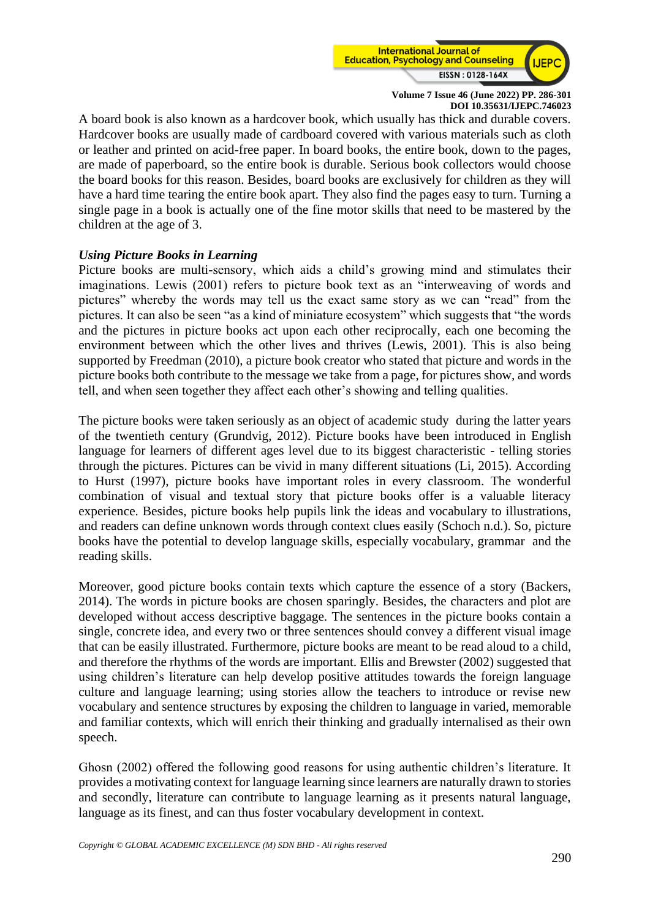A board book is also known as a hardcover book, which usually has thick and durable covers. Hardcover books are usually made of cardboard covered with various materials such as cloth or leather and printed on acid-free paper. In board books, the entire book, down to the pages, are made of paperboard, so the entire book is durable. Serious book collectors would choose the board books for this reason. Besides, board books are exclusively for children as they will have a hard time tearing the entire book apart. They also find the pages easy to turn. Turning a single page in a book is actually one of the fine motor skills that need to be mastered by the children at the age of 3.

***Using Picture Books in Learning***

Picture books are multi-sensory, which aids a child's growing mind and stimulates their imaginations. Lewis (2001) refers to picture book text as an "interweaving of words and pictures" whereby the words may tell us the exact same story as we can "read" from the pictures. It can also be seen "as a kind of miniature ecosystem" which suggests that "the words and the pictures in picture books act upon each other reciprocally, each one becoming the environment between which the other lives and thrives (Lewis, 2001). This is also being supported by Freedman (2010), a picture book creator who stated that picture and words in the picture books both contribute to the message we take from a page, for pictures show, and words tell, and when seen together they affect each other's showing and telling qualities.

The picture books were taken seriously as an object of academic study during the latter years of the twentieth century (Grundvig, 2012). Picture books have been introduced in English language for learners of different ages level due to its biggest characteristic - telling stories through the pictures. Pictures can be vivid in many different situations (Li, 2015). According to Hurst (1997), picture books have important roles in every classroom. The wonderful combination of visual and textual story that picture books offer is a valuable literacy experience. Besides, picture books help pupils link the ideas and vocabulary to illustrations, and readers can define unknown words through context clues easily (Schoch n.d.). So, picture books have the potential to develop language skills, especially vocabulary, grammar and the reading skills.

Moreover, good picture books contain texts which capture the essence of a story (Backers, 2014). The words in picture books are chosen sparingly. Besides, the characters and plot are developed without access descriptive baggage. The sentences in the picture books contain a single, concrete idea, and every two or three sentences should convey a different visual image that can be easily illustrated. Furthermore, picture books are meant to be read aloud to a child, and therefore the rhythms of the words are important. Ellis and Brewster (2002) suggested that using children's literature can help develop positive attitudes towards the foreign language culture and language learning; using stories allow the teachers to introduce or revise new vocabulary and sentence structures by exposing the children to language in varied, memorable and familiar contexts, which will enrich their thinking and gradually internalised as their own speech.

Ghosn (2002) offered the following good reasons for using authentic children's literature. It provides a motivating context for language learning since learners are naturally drawn to stories and secondly, literature can contribute to language learning as it presents natural language, language as its finest, and can thus foster vocabulary development in context.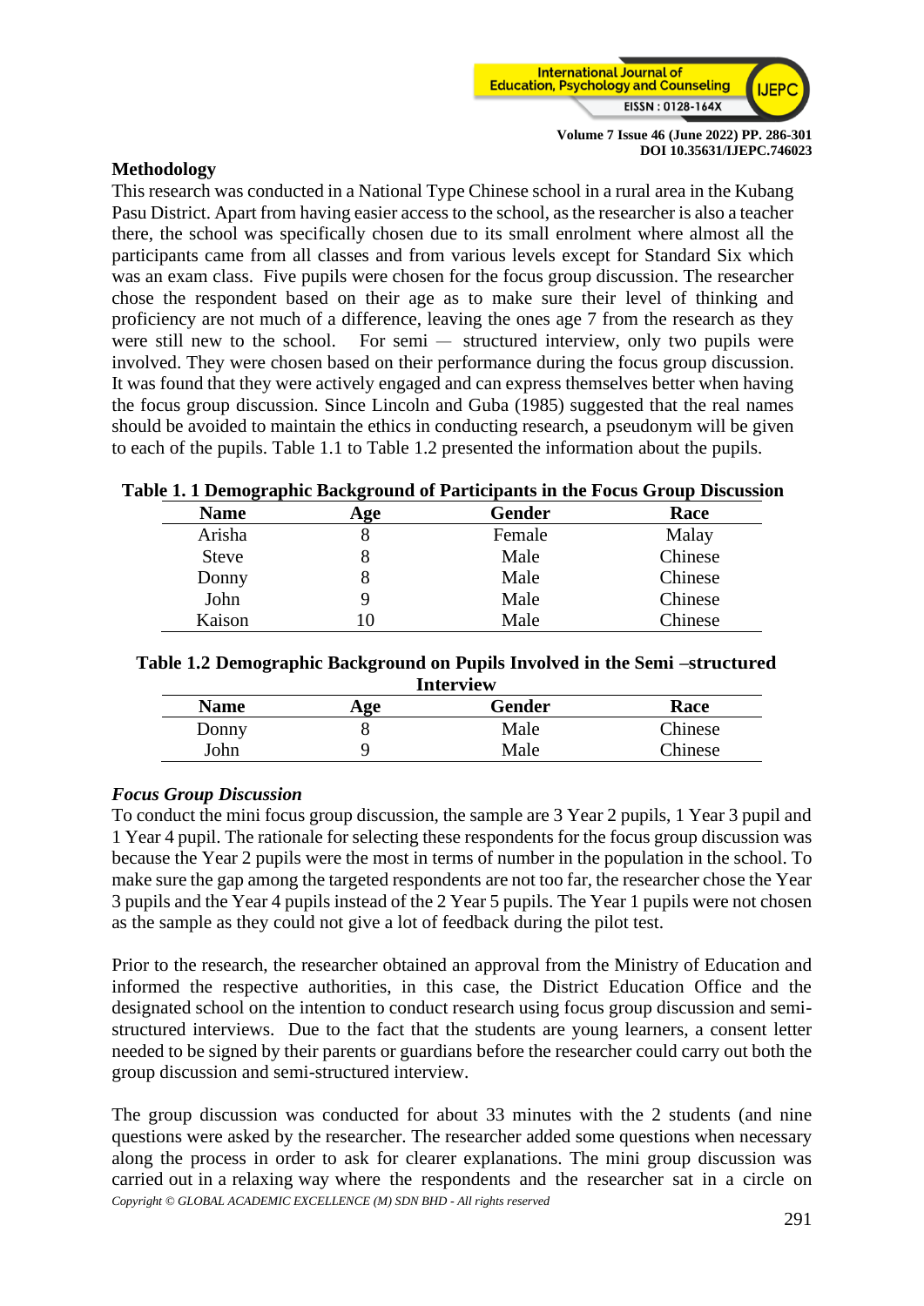## Methodology

This research was conducted in a National Type Chinese school in a rural area in the Kubang Pasu District. Apart from having easier access to the school, as the researcher is also a teacher there, the school was specifically chosen due to its small enrolment where almost all the participants came from all classes and from various levels except for Standard Six which was an exam class. Five pupils were chosen for the focus group discussion. The researcher chose the respondent based on their age as to make sure their level of thinking and proficiency are not much of a difference, leaving the ones age 7 from the research as they were still new to the school. For semi — structured interview, only two pupils were involved. They were chosen based on their performance during the focus group discussion. It was found that they were actively engaged and can express themselves better when having the focus group discussion. Since Lincoln and Guba (1985) suggested that the real names should be avoided to maintain the ethics in conducting research, a pseudonym will be given to each of the pupils. Table 1.1 to Table 1.2 presented the information about the pupils.

**Table 1. 1 Demographic Background of Participants in the Focus Group Discussion**

| Name | Age | Gender | Race |
|---|---|---|---|
| Arisha | 8 | Female | Malay |
| Steve | 8 | Male | Chinese |
| Donny | 8 | Male | Chinese |
| John | 9 | Male | Chinese |
| Kaison | 10 | Male | Chinese |

**Table 1.2 Demographic Background on Pupils Involved in the Semi –structured Interview**

| Name | Age | Gender | Race |
|---|---|---|---|
| Donny | 8 | Male | Chinese |
| John | 9 | Male | Chinese |

### *Focus Group Discussion*

To conduct the mini focus group discussion, the sample are 3 Year 2 pupils, 1 Year 3 pupil and 1 Year 4 pupil. The rationale for selecting these respondents for the focus group discussion was because the Year 2 pupils were the most in terms of number in the population in the school. To make sure the gap among the targeted respondents are not too far, the researcher chose the Year 3 pupils and the Year 4 pupils instead of the 2 Year 5 pupils. The Year 1 pupils were not chosen as the sample as they could not give a lot of feedback during the pilot test.

Prior to the research, the researcher obtained an approval from the Ministry of Education and informed the respective authorities, in this case, the District Education Office and the designated school on the intention to conduct research using focus group discussion and semi-structured interviews. Due to the fact that the students are young learners, a consent letter needed to be signed by their parents or guardians before the researcher could carry out both the group discussion and semi-structured interview.

The group discussion was conducted for about 33 minutes with the 2 students (and nine questions were asked by the researcher. The researcher added some questions when necessary along the process in order to ask for clearer explanations. The mini group discussion was carried out in a relaxing way where the respondents and the researcher sat in a circle on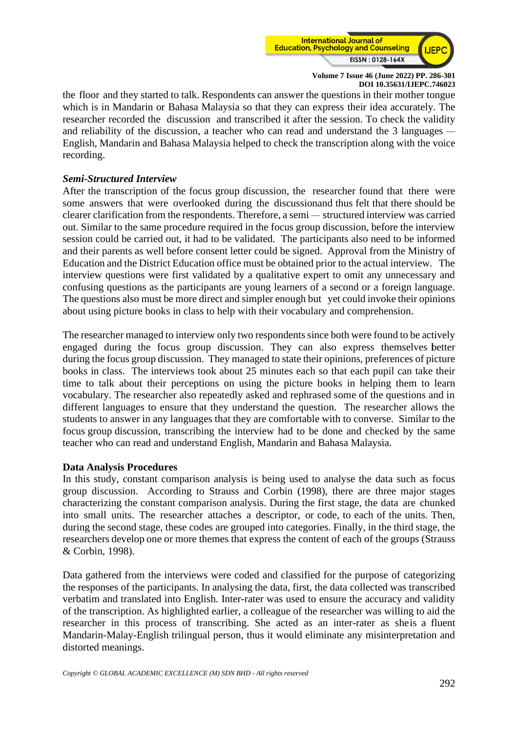the floor and they started to talk. Respondents can answer the questions in their mother tongue which is in Mandarin or Bahasa Malaysia so that they can express their idea accurately. The researcher recorded the discussion and transcribed it after the session. To check the validity and reliability of the discussion, a teacher who can read and understand the 3 languages — English, Mandarin and Bahasa Malaysia helped to check the transcription along with the voice recording.

### *Semi-Structured Interview*

After the transcription of the focus group discussion, the researcher found that there were some answers that were overlooked during the discussionand thus felt that there should be clearer clarification from the respondents. Therefore, a semi — structured interview was carried out. Similar to the same procedure required in the focus group discussion, before the interview session could be carried out, it had to be validated. The participants also need to be informed and their parents as well before consent letter could be signed. Approval from the Ministry of Education and the District Education office must be obtained prior to the actual interview. The interview questions were first validated by a qualitative expert to omit any unnecessary and confusing questions as the participants are young learners of a second or a foreign language. The questions also must be more direct and simpler enough but yet could invoke their opinions about using picture books in class to help with their vocabulary and comprehension.

The researcher managed to interview only two respondents since both were found to be actively engaged during the focus group discussion. They can also express themselves better during the focus group discussion. They managed to state their opinions, preferences of picture books in class. The interviews took about 25 minutes each so that each pupil can take their time to talk about their perceptions on using the picture books in helping them to learn vocabulary. The researcher also repeatedly asked and rephrased some of the questions and in different languages to ensure that they understand the question. The researcher allows the students to answer in any languages that they are comfortable with to converse. Similar to the focus group discussion, transcribing the interview had to be done and checked by the same teacher who can read and understand English, Mandarin and Bahasa Malaysia.

## **Data Analysis Procedures**

In this study, constant comparison analysis is being used to analyse the data such as focus group discussion. According to Strauss and Corbin (1998), there are three major stages characterizing the constant comparison analysis. During the first stage, the data are chunked into small units. The researcher attaches a descriptor, or code, to each of the units. Then, during the second stage, these codes are grouped into categories. Finally, in the third stage, the researchers develop one or more themes that express the content of each of the groups (Strauss & Corbin, 1998).

Data gathered from the interviews were coded and classified for the purpose of categorizing the responses of the participants. In analysing the data, first, the data collected was transcribed verbatim and translated into English. Inter-rater was used to ensure the accuracy and validity of the transcription. As highlighted earlier, a colleague of the researcher was willing to aid the researcher in this process of transcribing. She acted as an inter-rater as sheis a fluent Mandarin-Malay-English trilingual person, thus it would eliminate any misinterpretation and distorted meanings.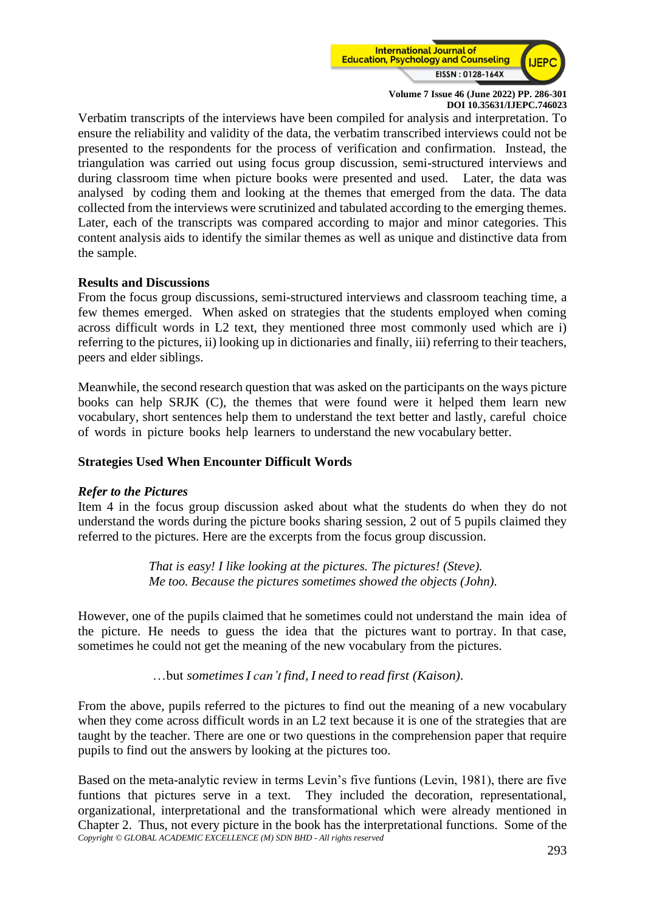Verbatim transcripts of the interviews have been compiled for analysis and interpretation. To ensure the reliability and validity of the data, the verbatim transcribed interviews could not be presented to the respondents for the process of verification and confirmation. Instead, the triangulation was carried out using focus group discussion, semi-structured interviews and during classroom time when picture books were presented and used. Later, the data was analysed by coding them and looking at the themes that emerged from the data. The data collected from the interviews were scrutinized and tabulated according to the emerging themes. Later, each of the transcripts was compared according to major and minor categories. This content analysis aids to identify the similar themes as well as unique and distinctive data from the sample.

## Results and Discussions

From the focus group discussions, semi-structured interviews and classroom teaching time, a few themes emerged. When asked on strategies that the students employed when coming across difficult words in L2 text, they mentioned three most commonly used which are i) referring to the pictures, ii) looking up in dictionaries and finally, iii) referring to their teachers, peers and elder siblings.

Meanwhile, the second research question that was asked on the participants on the ways picture books can help SRJK (C), the themes that were found were it helped them learn new vocabulary, short sentences help them to understand the text better and lastly, careful choice of words in picture books help learners to understand the new vocabulary better.

### Strategies Used When Encounter Difficult Words

#### *Refer to the Pictures*

Item 4 in the focus group discussion asked about what the students do when they do not understand the words during the picture books sharing session, 2 out of 5 pupils claimed they referred to the pictures. Here are the excerpts from the focus group discussion.

> *That is easy! I like looking at the pictures. The pictures! (Steve).*
> *Me too. Because the pictures sometimes showed the objects (John).*

However, one of the pupils claimed that he sometimes could not understand the main idea of the picture. He needs to guess the idea that the pictures want to portray. In that case, sometimes he could not get the meaning of the new vocabulary from the pictures.

> …but *sometimes I can't find, I need to read first (Kaison).*

From the above, pupils referred to the pictures to find out the meaning of a new vocabulary when they come across difficult words in an L2 text because it is one of the strategies that are taught by the teacher. There are one or two questions in the comprehension paper that require pupils to find out the answers by looking at the pictures too.

Based on the meta-analytic review in terms Levin's five funtions (Levin, 1981), there are five funtions that pictures serve in a text. They included the decoration, representational, organizational, interpretational and the transformational which were already mentioned in Chapter 2. Thus, not every picture in the book has the interpretational functions. Some of the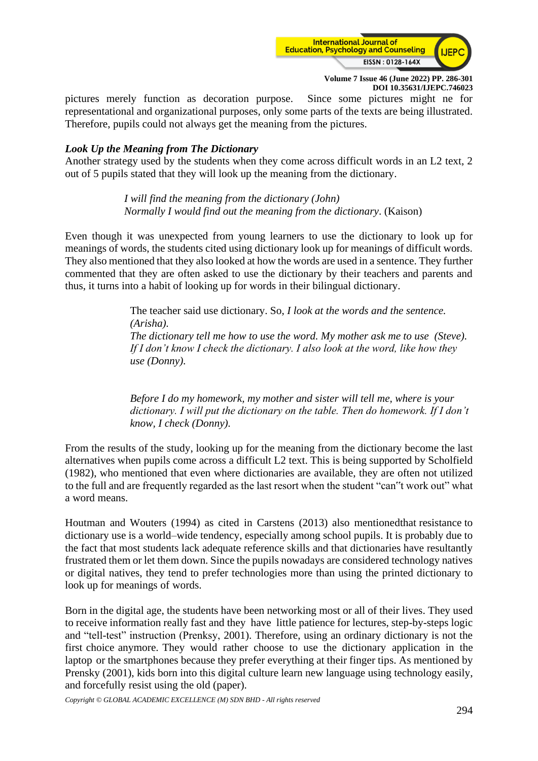pictures merely function as decoration purpose. Since some pictures might ne for representational and organizational purposes, only some parts of the texts are being illustrated. Therefore, pupils could not always get the meaning from the pictures.

***Look Up the Meaning from The Dictionary***

Another strategy used by the students when they come across difficult words in an L2 text, 2 out of 5 pupils stated that they will look up the meaning from the dictionary.

> *I will find the meaning from the dictionary (John)*
> *Normally I would find out the meaning from the dictionary*. (Kaison)

Even though it was unexpected from young learners to use the dictionary to look up for meanings of words, the students cited using dictionary look up for meanings of difficult words. They also mentioned that they also looked at how the words are used in a sentence. They further commented that they are often asked to use the dictionary by their teachers and parents and thus, it turns into a habit of looking up for words in their bilingual dictionary.

> The teacher said use dictionary. So, *I look at the words and the sentence. (Arisha).*
> *The dictionary tell me how to use the word. My mother ask me to use (Steve).*
> *If I don't know I check the dictionary. I also look at the word, like how they use (Donny).*
>
> *Before I do my homework, my mother and sister will tell me, where is your dictionary. I will put the dictionary on the table. Then do homework. If I don't know, I check (Donny).*

From the results of the study, looking up for the meaning from the dictionary become the last alternatives when pupils come across a difficult L2 text. This is being supported by Scholfield (1982), who mentioned that even where dictionaries are available, they are often not utilized to the full and are frequently regarded as the last resort when the student "can"t work out" what a word means.

Houtman and Wouters (1994) as cited in Carstens (2013) also mentionedthat resistance to dictionary use is a world–wide tendency, especially among school pupils. It is probably due to the fact that most students lack adequate reference skills and that dictionaries have resultantly frustrated them or let them down. Since the pupils nowadays are considered technology natives or digital natives, they tend to prefer technologies more than using the printed dictionary to look up for meanings of words.

Born in the digital age, the students have been networking most or all of their lives. They used to receive information really fast and they have little patience for lectures, step-by-steps logic and "tell-test" instruction (Prenksy, 2001). Therefore, using an ordinary dictionary is not the first choice anymore. They would rather choose to use the dictionary application in the laptop or the smartphones because they prefer everything at their finger tips. As mentioned by Prensky (2001), kids born into this digital culture learn new language using technology easily, and forcefully resist using the old (paper).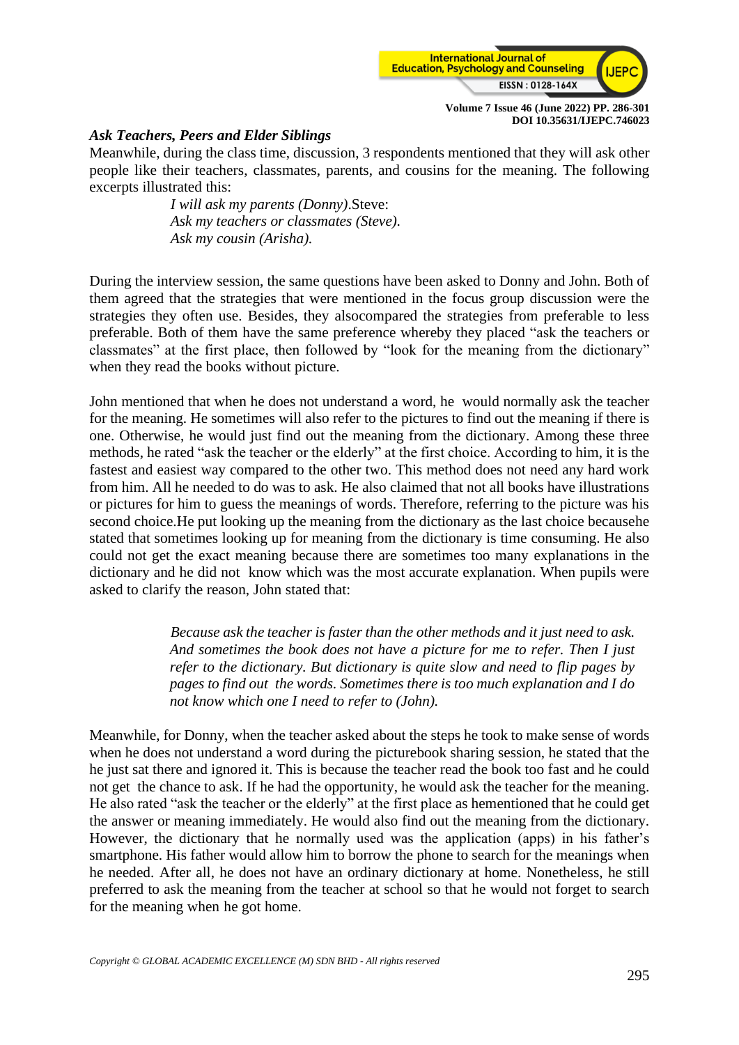*Ask Teachers, Peers and Elder Siblings*

Meanwhile, during the class time, discussion, 3 respondents mentioned that they will ask other people like their teachers, classmates, parents, and cousins for the meaning. The following excerpts illustrated this:

> *I will ask my parents (Donny)*.Steve:
> *Ask my teachers or classmates (Steve).*
> *Ask my cousin (Arisha).*

During the interview session, the same questions have been asked to Donny and John. Both of them agreed that the strategies that were mentioned in the focus group discussion were the strategies they often use. Besides, they alsocompared the strategies from preferable to less preferable. Both of them have the same preference whereby they placed "ask the teachers or classmates" at the first place, then followed by "look for the meaning from the dictionary" when they read the books without picture.

John mentioned that when he does not understand a word, he would normally ask the teacher for the meaning. He sometimes will also refer to the pictures to find out the meaning if there is one. Otherwise, he would just find out the meaning from the dictionary. Among these three methods, he rated "ask the teacher or the elderly" at the first choice. According to him, it is the fastest and easiest way compared to the other two. This method does not need any hard work from him. All he needed to do was to ask. He also claimed that not all books have illustrations or pictures for him to guess the meanings of words. Therefore, referring to the picture was his second choice.He put looking up the meaning from the dictionary as the last choice becausehe stated that sometimes looking up for meaning from the dictionary is time consuming. He also could not get the exact meaning because there are sometimes too many explanations in the dictionary and he did not know which was the most accurate explanation. When pupils were asked to clarify the reason, John stated that:

> *Because ask the teacher is faster than the other methods and it just need to ask. And sometimes the book does not have a picture for me to refer. Then I just refer to the dictionary. But dictionary is quite slow and need to flip pages by pages to find out the words. Sometimes there is too much explanation and I do not know which one I need to refer to (John).*

Meanwhile, for Donny, when the teacher asked about the steps he took to make sense of words when he does not understand a word during the picturebook sharing session, he stated that the he just sat there and ignored it. This is because the teacher read the book too fast and he could not get the chance to ask. If he had the opportunity, he would ask the teacher for the meaning. He also rated "ask the teacher or the elderly" at the first place as hementioned that he could get the answer or meaning immediately. He would also find out the meaning from the dictionary. However, the dictionary that he normally used was the application (apps) in his father's smartphone. His father would allow him to borrow the phone to search for the meanings when he needed. After all, he does not have an ordinary dictionary at home. Nonetheless, he still preferred to ask the meaning from the teacher at school so that he would not forget to search for the meaning when he got home.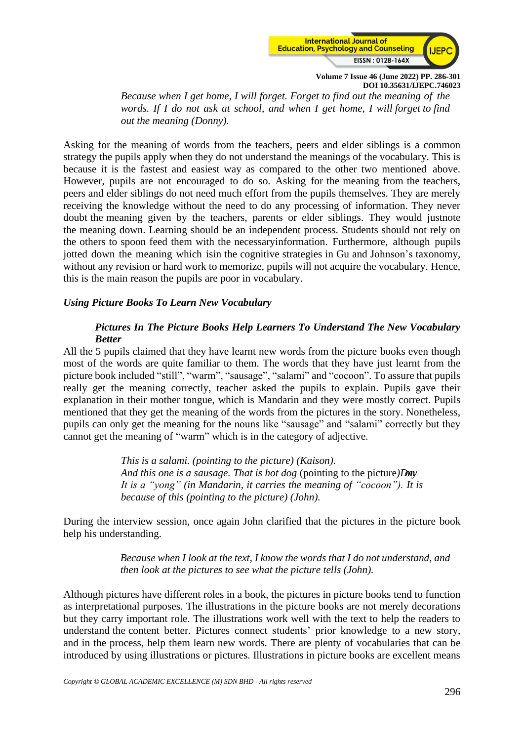> *Because when I get home, I will forget. Forget to find out the meaning of the words. If I do not ask at school, and when I get home, I will forget to find out the meaning (Donny).*

Asking for the meaning of words from the teachers, peers and elder siblings is a common strategy the pupils apply when they do not understand the meanings of the vocabulary. This is because it is the fastest and easiest way as compared to the other two mentioned above. However, pupils are not encouraged to do so. Asking for the meaning from the teachers, peers and elder siblings do not need much effort from the pupils themselves. They are merely receiving the knowledge without the need to do any processing of information. They never doubt the meaning given by the teachers, parents or elder siblings. They would justnote the meaning down. Learning should be an independent process. Students should not rely on the others to spoon feed them with the necessaryinformation. Furthermore, although pupils jotted down the meaning which isin the cognitive strategies in Gu and Johnson's taxonomy, without any revision or hard work to memorize, pupils will not acquire the vocabulary. Hence, this is the main reason the pupils are poor in vocabulary.

### *Using Picture Books To Learn New Vocabulary*

#### *Pictures In The Picture Books Help Learners To Understand The New Vocabulary Better*

All the 5 pupils claimed that they have learnt new words from the picture books even though most of the words are quite familiar to them. The words that they have just learnt from the picture book included "still", "warm", "sausage", "salami" and "cocoon". To assure that pupils really get the meaning correctly, teacher asked the pupils to explain. Pupils gave their explanation in their mother tongue, which is Mandarin and they were mostly correct. Pupils mentioned that they get the meaning of the words from the pictures in the story. Nonetheless, pupils can only get the meaning for the nouns like "sausage" and "salami" correctly but they cannot get the meaning of "warm" which is in the category of adjective.

> *This is a salami. (pointing to the picture) (Kaison).*
> *And this one is a sausage. That is hot dog* (pointing to the picture)*Dony*
> *It is a "yong" (in Mandarin, it carries the meaning of "cocoon"). It is because of this (pointing to the picture) (John).*

During the interview session, once again John clarified that the pictures in the picture book help his understanding.

> *Because when I look at the text, I know the words that I do not understand, and then look at the pictures to see what the picture tells (John).*

Although pictures have different roles in a book, the pictures in picture books tend to function as interpretational purposes. The illustrations in the picture books are not merely decorations but they carry important role. The illustrations work well with the text to help the readers to understand the content better. Pictures connect students' prior knowledge to a new story, and in the process, help them learn new words. There are plenty of vocabularies that can be introduced by using illustrations or pictures. Illustrations in picture books are excellent means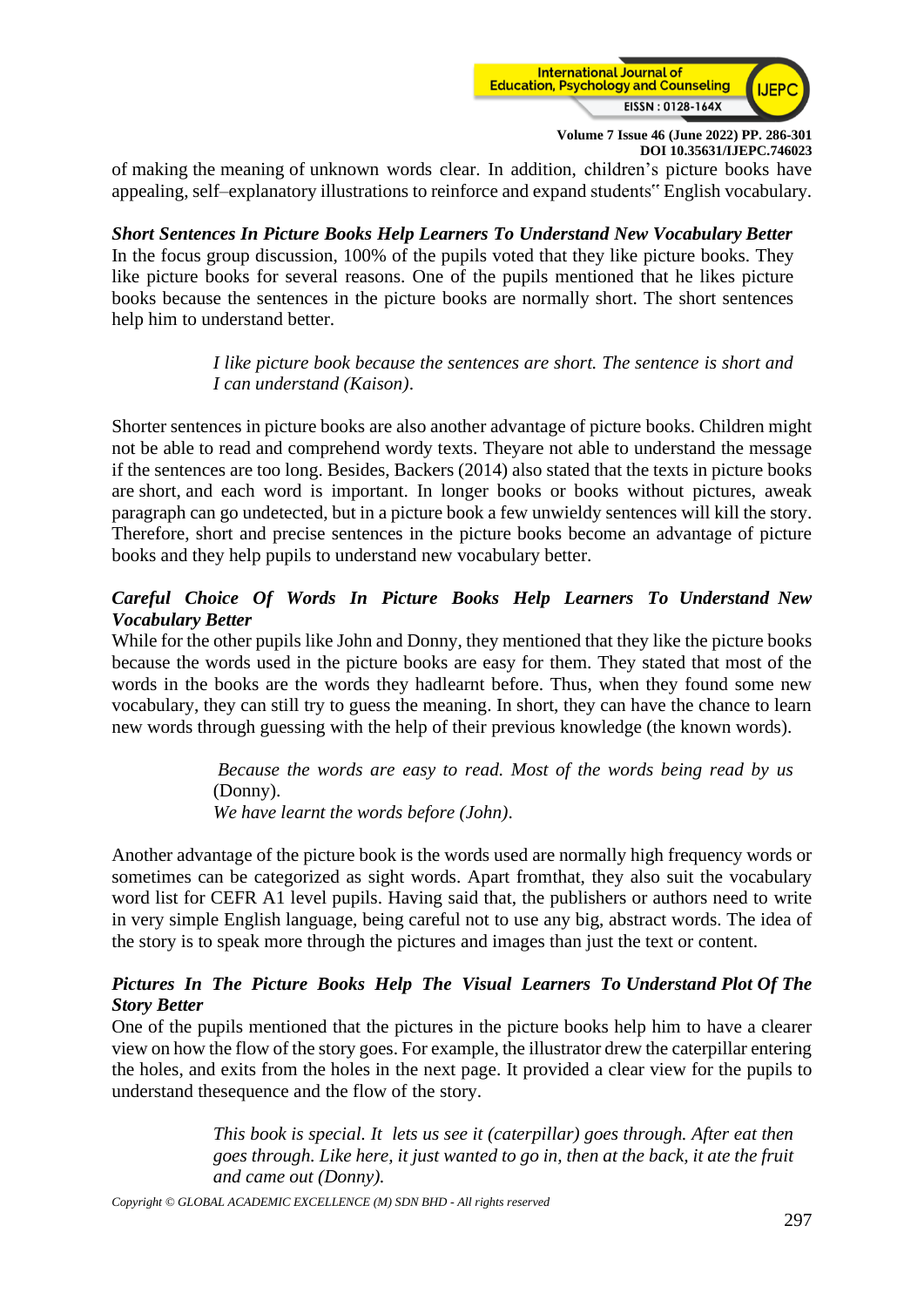of making the meaning of unknown words clear. In addition, children's picture books have appealing, self–explanatory illustrations to reinforce and expand students" English vocabulary.

***Short Sentences In Picture Books Help Learners To Understand New Vocabulary Better***

In the focus group discussion, 100% of the pupils voted that they like picture books. They like picture books for several reasons. One of the pupils mentioned that he likes picture books because the sentences in the picture books are normally short. The short sentences help him to understand better.

> *I like picture book because the sentences are short. The sentence is short and I can understand (Kaison).*

Shorter sentences in picture books are also another advantage of picture books. Children might not be able to read and comprehend wordy texts. Theyare not able to understand the message if the sentences are too long. Besides, Backers (2014) also stated that the texts in picture books are short, and each word is important. In longer books or books without pictures, aweak paragraph can go undetected, but in a picture book a few unwieldy sentences will kill the story. Therefore, short and precise sentences in the picture books become an advantage of picture books and they help pupils to understand new vocabulary better.

***Careful Choice Of Words In Picture Books Help Learners To Understand New Vocabulary Better***

While for the other pupils like John and Donny, they mentioned that they like the picture books because the words used in the picture books are easy for them. They stated that most of the words in the books are the words they hadlearnt before. Thus, when they found some new vocabulary, they can still try to guess the meaning. In short, they can have the chance to learn new words through guessing with the help of their previous knowledge (the known words).

> *Because the words are easy to read. Most of the words being read by us* (Donny).
> *We have learnt the words before (John).*

Another advantage of the picture book is the words used are normally high frequency words or sometimes can be categorized as sight words. Apart fromthat, they also suit the vocabulary word list for CEFR A1 level pupils. Having said that, the publishers or authors need to write in very simple English language, being careful not to use any big, abstract words. The idea of the story is to speak more through the pictures and images than just the text or content.

***Pictures In The Picture Books Help The Visual Learners To Understand Plot Of The Story Better***

One of the pupils mentioned that the pictures in the picture books help him to have a clearer view on how the flow of the story goes. For example, the illustrator drew the caterpillar entering the holes, and exits from the holes in the next page. It provided a clear view for the pupils to understand thesequence and the flow of the story.

> *This book is special. It lets us see it (caterpillar) goes through. After eat then goes through. Like here, it just wanted to go in, then at the back, it ate the fruit and came out (Donny).*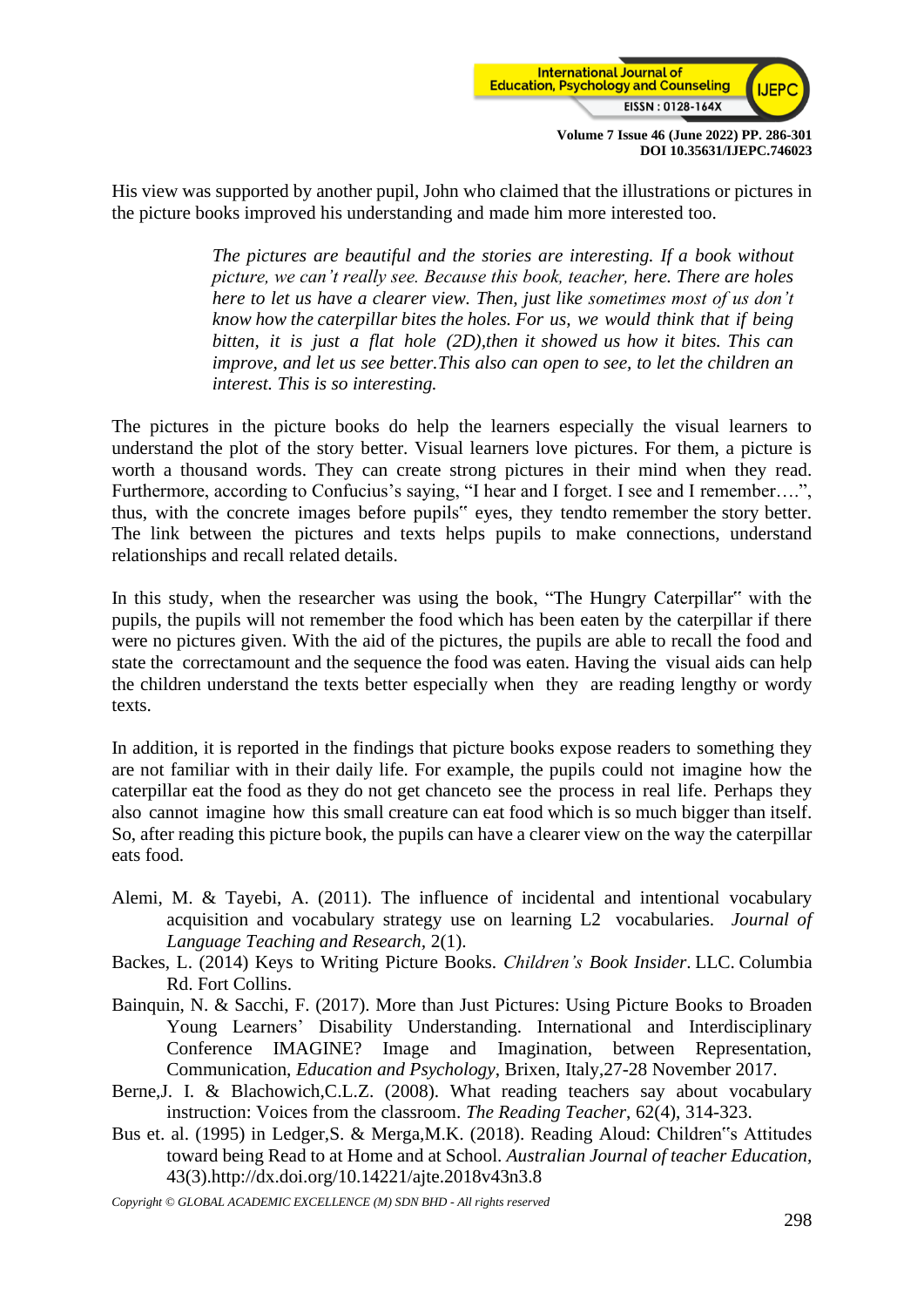His view was supported by another pupil, John who claimed that the illustrations or pictures in the picture books improved his understanding and made him more interested too.

> *The pictures are beautiful and the stories are interesting. If a book without picture, we can't really see. Because this book, teacher, here. There are holes here to let us have a clearer view. Then, just like sometimes most of us don't know how the caterpillar bites the holes. For us, we would think that if being bitten, it is just a flat hole (2D),then it showed us how it bites. This can improve, and let us see better.This also can open to see, to let the children an interest. This is so interesting.*

The pictures in the picture books do help the learners especially the visual learners to understand the plot of the story better. Visual learners love pictures. For them, a picture is worth a thousand words. They can create strong pictures in their mind when they read. Furthermore, according to Confucius's saying, "I hear and I forget. I see and I remember….", thus, with the concrete images before pupils" eyes, they tendto remember the story better. The link between the pictures and texts helps pupils to make connections, understand relationships and recall related details.

In this study, when the researcher was using the book, "The Hungry Caterpillar" with the pupils, the pupils will not remember the food which has been eaten by the caterpillar if there were no pictures given. With the aid of the pictures, the pupils are able to recall the food and state the correctamount and the sequence the food was eaten. Having the visual aids can help the children understand the texts better especially when they are reading lengthy or wordy texts.

In addition, it is reported in the findings that picture books expose readers to something they are not familiar with in their daily life. For example, the pupils could not imagine how the caterpillar eat the food as they do not get chanceto see the process in real life. Perhaps they also cannot imagine how this small creature can eat food which is so much bigger than itself. So, after reading this picture book, the pupils can have a clearer view on the way the caterpillar eats food.

Alemi, M. & Tayebi, A. (2011). The influence of incidental and intentional vocabulary acquisition and vocabulary strategy use on learning L2 vocabularies. *Journal of Language Teaching and Research*, 2(1).

Backes, L. (2014) Keys to Writing Picture Books. *Children's Book Insider*. LLC. Columbia Rd. Fort Collins.

Bainquin, N. & Sacchi, F. (2017). More than Just Pictures: Using Picture Books to Broaden Young Learners' Disability Understanding. International and Interdisciplinary Conference IMAGINE? Image and Imagination, between Representation, Communication, *Education and Psychology*, Brixen, Italy,27-28 November 2017.

Berne,J. I. & Blachowich,C.L.Z. (2008). What reading teachers say about vocabulary instruction: Voices from the classroom. *The Reading Teacher*, 62(4), 314-323.

Bus et. al. (1995) in Ledger,S. & Merga,M.K. (2018). Reading Aloud: Children"s Attitudes toward being Read to at Home and at School. *Australian Journal of teacher Education*, 43(3).http://dx.doi.org/10.14221/ajte.2018v43n3.8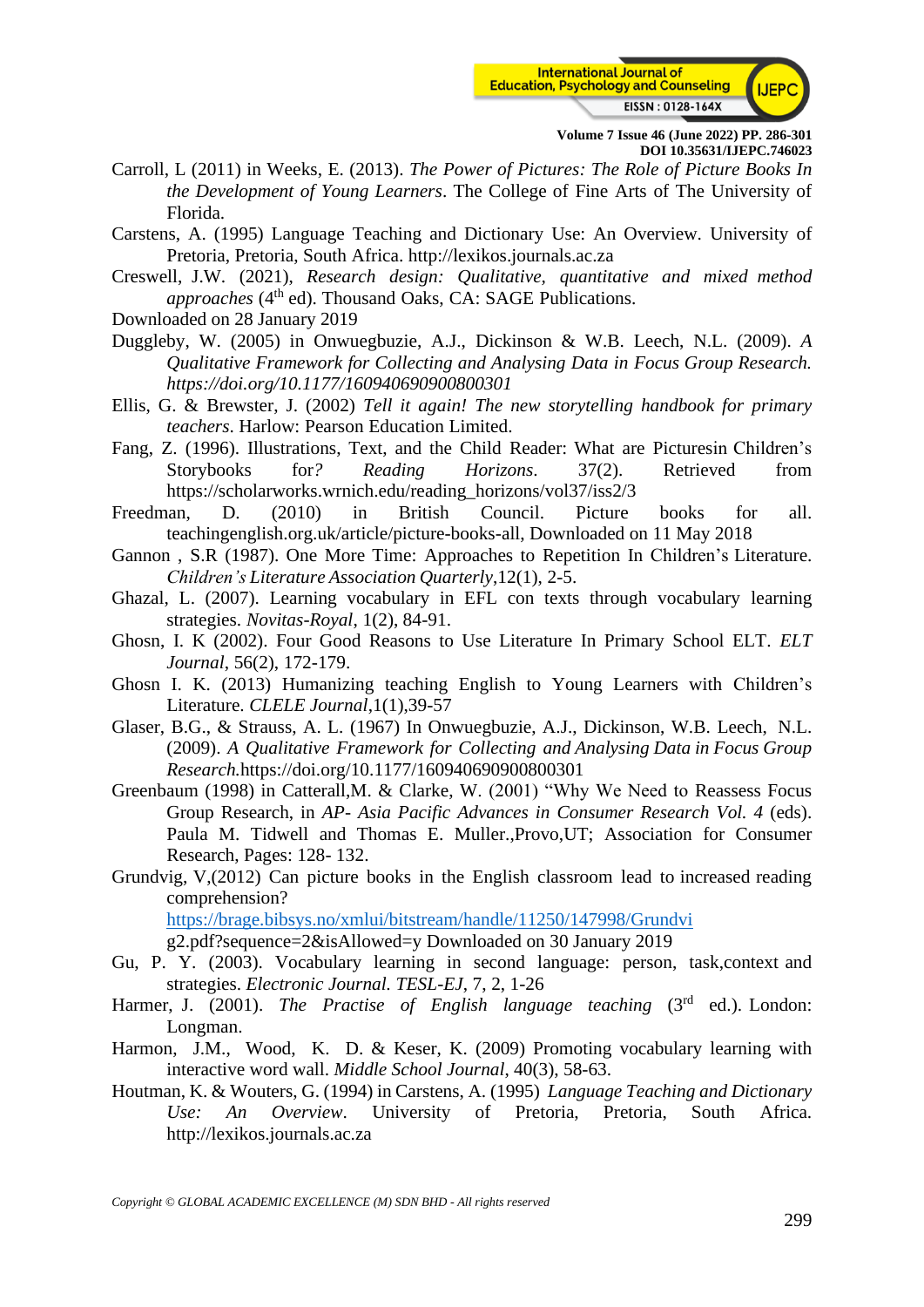Carroll, L (2011) in Weeks, E. (2013). *The Power of Pictures: The Role of Picture Books In the Development of Young Learners*. The College of Fine Arts of The University of Florida.

Carstens, A. (1995) Language Teaching and Dictionary Use: An Overview. University of Pretoria, Pretoria, South Africa. http://lexikos.journals.ac.za

Creswell, J.W. (2021), *Research design: Qualitative, quantitative and mixed method approaches* (4th ed). Thousand Oaks, CA: SAGE Publications.

Downloaded on 28 January 2019

Duggleby, W. (2005) in Onwuegbuzie, A.J., Dickinson & W.B. Leech, N.L. (2009). *A Qualitative Framework for Collecting and Analysing Data in Focus Group Research. https://doi.org/10.1177/160940690900800301*

Ellis, G. & Brewster, J. (2002) *Tell it again! The new storytelling handbook for primary teachers*. Harlow: Pearson Education Limited.

Fang, Z. (1996). Illustrations, Text, and the Child Reader: What are Picturesin Children's Storybooks for*? Reading Horizons*. 37(2). Retrieved from https://scholarworks.wrnich.edu/reading_horizons/vol37/iss2/3

Freedman, D. (2010) in British Council. Picture books for all. teachingenglish.org.uk/article/picture-books-all, Downloaded on 11 May 2018

Gannon , S.R (1987). One More Time: Approaches to Repetition In Children's Literature. *Children's Literature Association Quarterly*,12(1), 2-5.

Ghazal, L. (2007). Learning vocabulary in EFL con texts through vocabulary learning strategies. *Novitas-Royal*, 1(2), 84-91.

Ghosn, I. K (2002). Four Good Reasons to Use Literature In Primary School ELT. *ELT Journal*, 56(2), 172-179.

Ghosn I. K. (2013) Humanizing teaching English to Young Learners with Children's Literature. *CLELE Journal*,1(1),39-57

Glaser, B.G., & Strauss, A. L. (1967) In Onwuegbuzie, A.J., Dickinson, W.B. Leech, N.L. (2009). *A Qualitative Framework for Collecting and Analysing Data in Focus Group Research.*https://doi.org/10.1177/160940690900800301

Greenbaum (1998) in Catterall,M. & Clarke, W. (2001) "Why We Need to Reassess Focus Group Research, in *AP- Asia Pacific Advances in Consumer Research Vol. 4* (eds). Paula M. Tidwell and Thomas E. Muller.,Provo,UT; Association for Consumer Research, Pages: 128- 132.

Grundvig, V,(2012) Can picture books in the English classroom lead to increased reading comprehension? https://brage.bibsys.no/xmlui/bitstream/handle/11250/147998/Grundvig2.pdf?sequence=2&isAllowed=y Downloaded on 30 January 2019

Gu, P. Y. (2003). Vocabulary learning in second language: person, task,context and strategies. *Electronic Journal. TESL-EJ*, 7, 2, 1-26

Harmer, J. (2001). *The Practise of English language teaching* (3rd ed.). London: Longman.

Harmon, J.M., Wood, K. D. & Keser, K. (2009) Promoting vocabulary learning with interactive word wall. *Middle School Journal*, 40(3), 58-63.

Houtman, K. & Wouters, G. (1994) in Carstens, A. (1995) *Language Teaching and Dictionary Use: An Overview*. University of Pretoria, Pretoria, South Africa. http://lexikos.journals.ac.za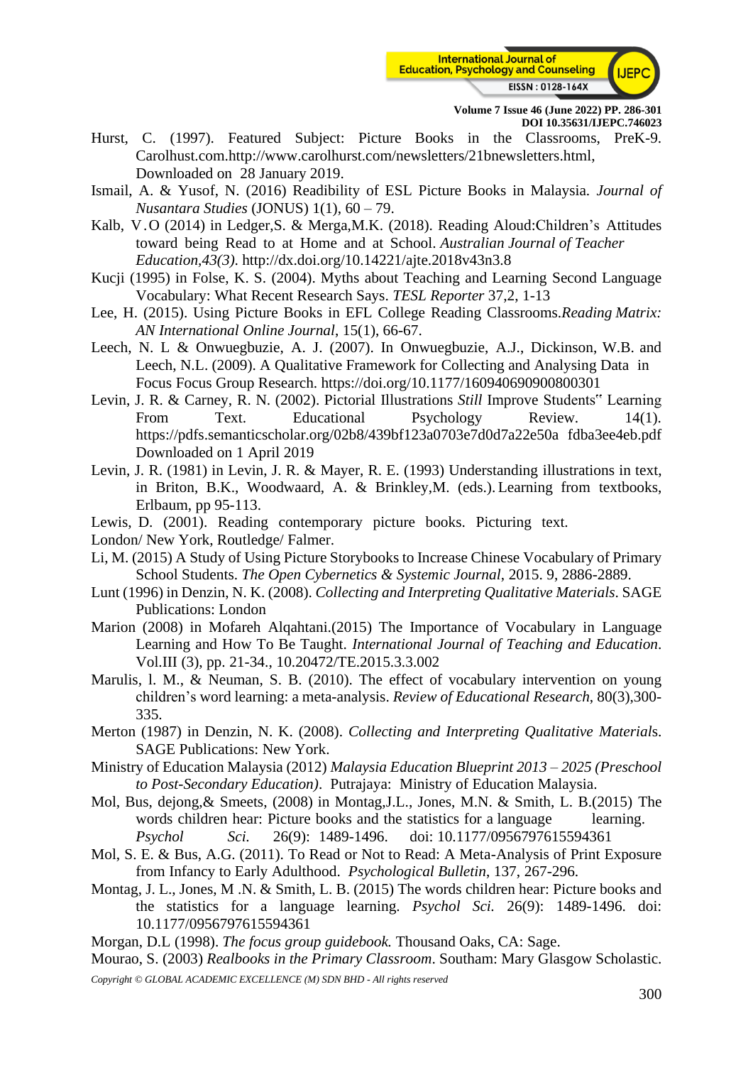Hurst, C. (1997). Featured Subject: Picture Books in the Classrooms, PreK-9. Carolhust.com.http://www.carolhurst.com/newsletters/21bnewsletters.html, Downloaded on 28 January 2019.

Ismail, A. & Yusof, N. (2016) Readibility of ESL Picture Books in Malaysia. *Journal of Nusantara Studies* (JONUS) 1(1), 60 – 79.

Kalb, V.O (2014) in Ledger,S. & Merga,M.K. (2018). Reading Aloud:Children's Attitudes toward being Read to at Home and at School. *Australian Journal of Teacher Education,43(3).* http://dx.doi.org/10.14221/ajte.2018v43n3.8

Kucji (1995) in Folse, K. S. (2004). Myths about Teaching and Learning Second Language Vocabulary: What Recent Research Says. *TESL Reporter* 37,2, 1-13

Lee, H. (2015). Using Picture Books in EFL College Reading Classrooms.*Reading Matrix: AN International Online Journal*, 15(1), 66-67.

Leech, N. L & Onwuegbuzie, A. J. (2007). In Onwuegbuzie, A.J., Dickinson, W.B. and Leech, N.L. (2009). A Qualitative Framework for Collecting and Analysing Data in Focus Focus Group Research. https://doi.org/10.1177/160940690900800301

Levin, J. R. & Carney, R. N. (2002). Pictorial Illustrations *Still* Improve Students‟ Learning From Text. Educational Psychology Review. 14(1). https://pdfs.semanticscholar.org/02b8/439bf123a0703e7d0d7a22e50a fdba3ee4eb.pdf Downloaded on 1 April 2019

Levin, J. R. (1981) in Levin, J. R. & Mayer, R. E. (1993) Understanding illustrations in text, in Briton, B.K., Woodwaard, A. & Brinkley,M. (eds.). Learning from textbooks, Erlbaum, pp 95-113.

Lewis, D. (2001). Reading contemporary picture books. Picturing text. London/ New York, Routledge/ Falmer.

Li, M. (2015) A Study of Using Picture Storybooks to Increase Chinese Vocabulary of Primary School Students. *The Open Cybernetics & Systemic Journal*, 2015. 9, 2886-2889.

Lunt (1996) in Denzin, N. K. (2008). *Collecting and Interpreting Qualitative Materials*. SAGE Publications: London

Marion (2008) in Mofareh Alqahtani.(2015) The Importance of Vocabulary in Language Learning and How To Be Taught. *International Journal of Teaching and Education*. Vol.III (3), pp. 21-34., 10.20472/TE.2015.3.3.002

Marulis, l. M., & Neuman, S. B. (2010). The effect of vocabulary intervention on young children's word learning: a meta-analysis. *Review of Educational Research*, 80(3),300-335.

Merton (1987) in Denzin, N. K. (2008). *Collecting and Interpreting Qualitative Materials*. SAGE Publications: New York.

Ministry of Education Malaysia (2012) *Malaysia Education Blueprint 2013 – 2025 (Preschool to Post-Secondary Education)*. Putrajaya: Ministry of Education Malaysia.

Mol, Bus, dejong,& Smeets, (2008) in Montag,J.L., Jones, M.N. & Smith, L. B.(2015) The words children hear: Picture books and the statistics for a language learning. *Psychol Sci.* 26(9): 1489-1496. doi: 10.1177/0956797615594361

Mol, S. E. & Bus, A.G. (2011). To Read or Not to Read: A Meta-Analysis of Print Exposure from Infancy to Early Adulthood. *Psychological Bulletin*, 137, 267-296.

Montag, J. L., Jones, M .N. & Smith, L. B. (2015) The words children hear: Picture books and the statistics for a language learning. *Psychol Sci.* 26(9): 1489-1496. doi: 10.1177/0956797615594361

Morgan, D.L (1998). *The focus group guidebook.* Thousand Oaks, CA: Sage.

Mourao, S. (2003) *Realbooks in the Primary Classroom*. Southam: Mary Glasgow Scholastic.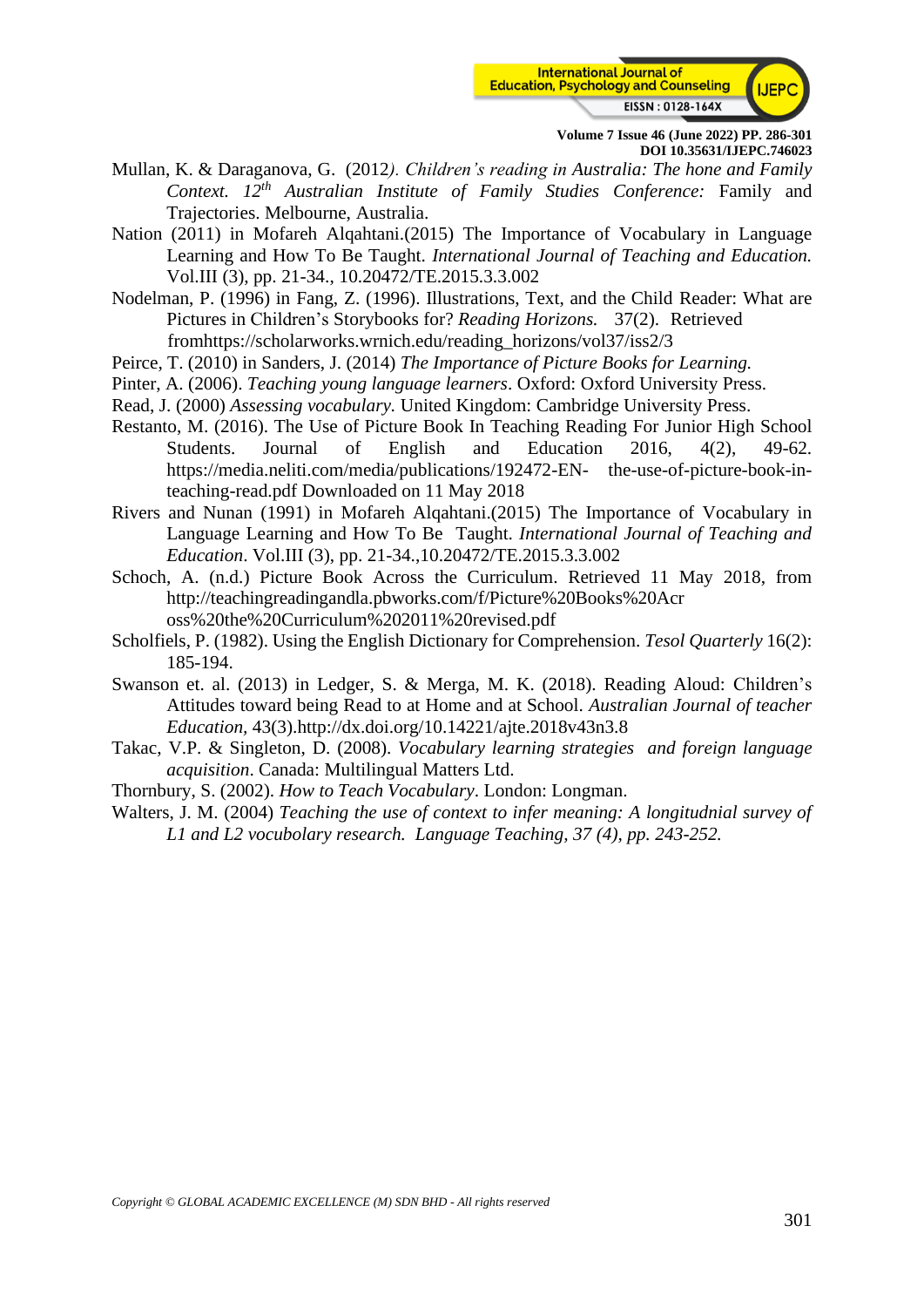Mullan, K. & Daraganova, G. (2012*). Children's reading in Australia: The hone and Family Context. 12th Australian Institute of Family Studies Conference:* Family and Trajectories. Melbourne, Australia.

Nation (2011) in Mofareh Alqahtani.(2015) The Importance of Vocabulary in Language Learning and How To Be Taught. *International Journal of Teaching and Education.* Vol.III (3), pp. 21-34., 10.20472/TE.2015.3.3.002

Nodelman, P. (1996) in Fang, Z. (1996). Illustrations, Text, and the Child Reader: What are Pictures in Children's Storybooks for? *Reading Horizons.* 37(2). Retrieved fromhttps://scholarworks.wrnich.edu/reading_horizons/vol37/iss2/3

Peirce, T. (2010) in Sanders, J. (2014) *The Importance of Picture Books for Learning.*

Pinter, A. (2006). *Teaching young language learners*. Oxford: Oxford University Press.

Read, J. (2000) *Assessing vocabulary.* United Kingdom: Cambridge University Press.

Restanto, M. (2016). The Use of Picture Book In Teaching Reading For Junior High School Students. Journal of English and Education 2016, 4(2), 49-62. https://media.neliti.com/media/publications/192472-EN- the-use-of-picture-book-in-teaching-read.pdf Downloaded on 11 May 2018

Rivers and Nunan (1991) in Mofareh Alqahtani.(2015) The Importance of Vocabulary in Language Learning and How To Be Taught. *International Journal of Teaching and Education*. Vol.III (3), pp. 21-34.,10.20472/TE.2015.3.3.002

Schoch, A. (n.d.) Picture Book Across the Curriculum. Retrieved 11 May 2018, from http://teachingreadingandla.pbworks.com/f/Picture%20Books%20Across%20the%20Curriculum%202011%20revised.pdf

Scholfiels, P. (1982). Using the English Dictionary for Comprehension. *Tesol Quarterly* 16(2): 185-194.

Swanson et. al. (2013) in Ledger, S. & Merga, M. K. (2018). Reading Aloud: Children's Attitudes toward being Read to at Home and at School. *Australian Journal of teacher Education*, 43(3).http://dx.doi.org/10.14221/ajte.2018v43n3.8

Takac, V.P. & Singleton, D. (2008). *Vocabulary learning strategies and foreign language acquisition*. Canada: Multilingual Matters Ltd.

Thornbury, S. (2002). *How to Teach Vocabulary*. London: Longman.

Walters, J. M. (2004) *Teaching the use of context to infer meaning: A longitudnial survey of L1 and L2 vocubolary research. Language Teaching, 37 (4), pp. 243-252.*